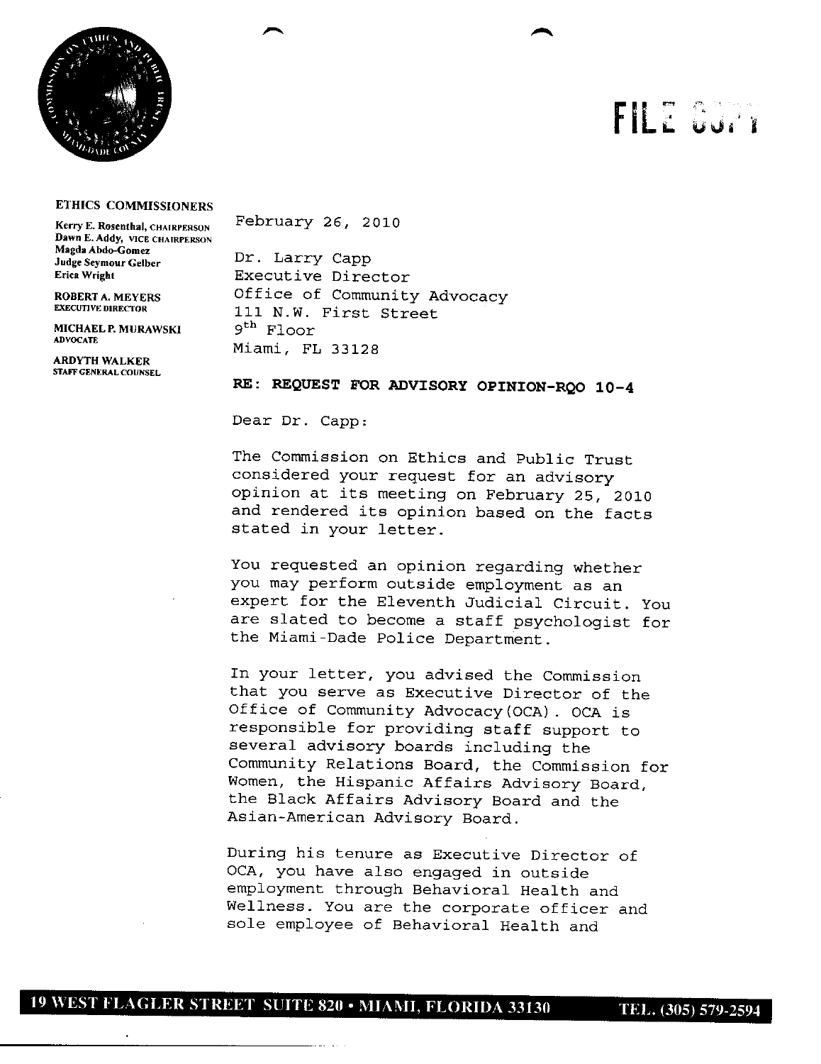FILE COPY

**ETHICS COMMISSIONERS**

Kerry E. Rosenthal, CHAIRPERSON
Dawn E. Addy, VICE CHAIRPERSON
Magda Abdo-Gomez
Judge Seymour Gelber
Erica Wright

ROBERT A. MEYERS
EXECUTIVE DIRECTOR

MICHAEL P. MURAWSKI
ADVOCATE

ARDYTH WALKER
STAFF GENERAL COUNSEL

February 26, 2010

Dr. Larry Capp
Executive Director
Office of Community Advocacy
111 N.W. First Street
9th Floor
Miami, FL 33128

**RE: REQUEST FOR ADVISORY OPINION-RQO 10-4**

Dear Dr. Capp:

The Commission on Ethics and Public Trust considered your request for an advisory opinion at its meeting on February 25, 2010 and rendered its opinion based on the facts stated in your letter.

You requested an opinion regarding whether you may perform outside employment as an expert for the Eleventh Judicial Circuit. You are slated to become a staff psychologist for the Miami-Dade Police Department.

In your letter, you advised the Commission that you serve as Executive Director of the Office of Community Advocacy(OCA). OCA is responsible for providing staff support to several advisory boards including the Community Relations Board, the Commission for Women, the Hispanic Affairs Advisory Board, the Black Affairs Advisory Board and the Asian-American Advisory Board.

During his tenure as Executive Director of OCA, you have also engaged in outside employment through Behavioral Health and Wellness. You are the corporate officer and sole employee of Behavioral Health and

19 WEST FLAGLER STREET SUITE 820 • MIAMI, FLORIDA 33130 TEL. (305) 579-2594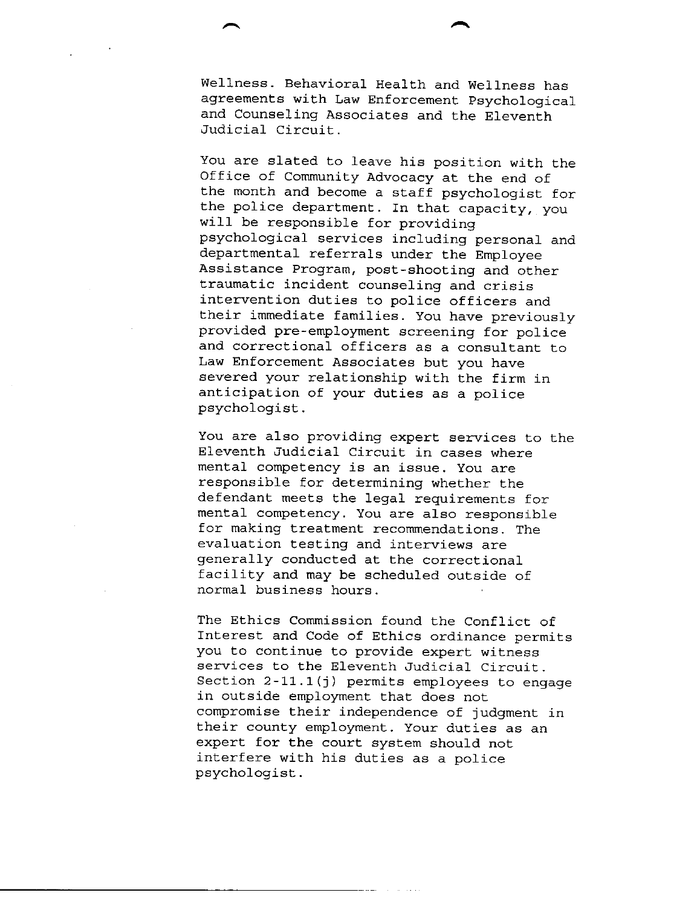Wellness. Behavioral Health and Wellness has agreements with Law Enforcement Psychological and Counseling Associates and the Eleventh Judicial Circuit.

You are slated to leave his position with the Office of Community Advocacy at the end of the month and become a staff psychologist for the police department. In that capacity, you will be responsible for providing psychological services including personal and departmental referrals under the Employee Assistance Program, post-shooting and other traumatic incident counseling and crisis intervention duties to police officers and their immediate families. You have previously provided pre-employment screening for police and correctional officers as a consultant to Law Enforcement Associates but you have severed your relationship with the firm in anticipation of your duties as a police psychologist.

You are also providing expert services to the Eleventh Judicial Circuit in cases where mental competency is an issue. You are responsible for determining whether the defendant meets the legal requirements for mental competency. You are also responsible for making treatment recommendations. The evaluation testing and interviews are generally conducted at the correctional facility and may be scheduled outside of normal business hours.

The Ethics Commission found the Conflict of Interest and Code of Ethics ordinance permits you to continue to provide expert witness services to the Eleventh Judicial Circuit. Section 2-11.1(j) permits employees to engage in outside employment that does not compromise their independence of judgment in their county employment. Your duties as an expert for the court system should not interfere with his duties as a police psychologist.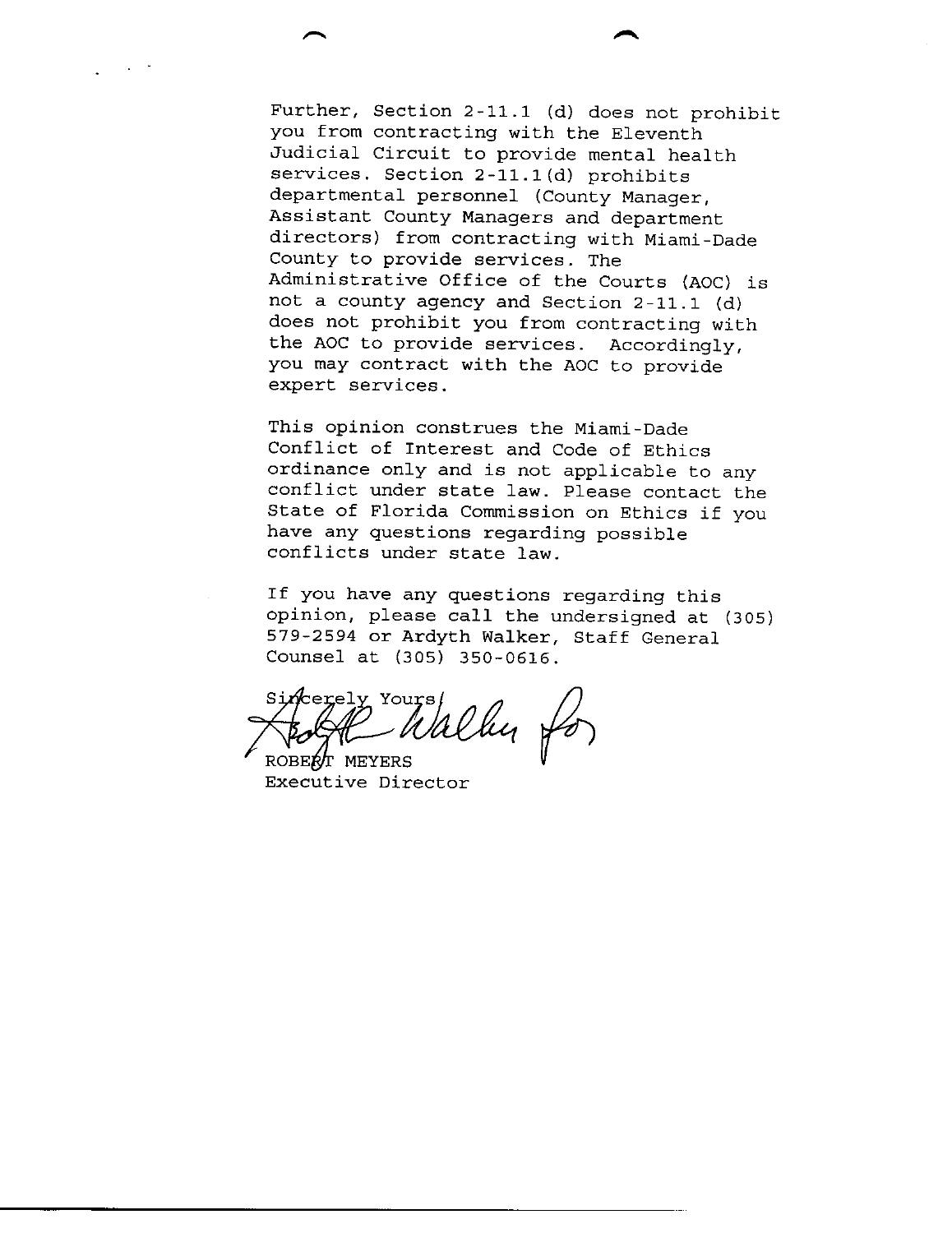Further, Section 2-11.1 (d) does not prohibit you from contracting with the Eleventh Judicial Circuit to provide mental health services. Section 2-11.1(d) prohibits departmental personnel (County Manager, Assistant County Managers and department directors) from contracting with Miami-Dade County to provide services. The Administrative Office of the Courts (AOC) is not a county agency and Section 2-11.1 (d) does not prohibit you from contracting with the AOC to provide services. Accordingly, you may contract with the AOC to provide expert services.

This opinion construes the Miami-Dade Conflict of Interest and Code of Ethics ordinance only and is not applicable to any conflict under state law. Please contact the State of Florida Commission on Ethics if you have any questions regarding possible conflicts under state law.

If you have any questions regarding this opinion, please call the undersigned at (305) 579-2594 or Ardyth Walker, Staff General Counsel at (305) 350-0616.

Sincerely Yours,

Ardyth Walker for

ROBERT MEYERS
Executive Director